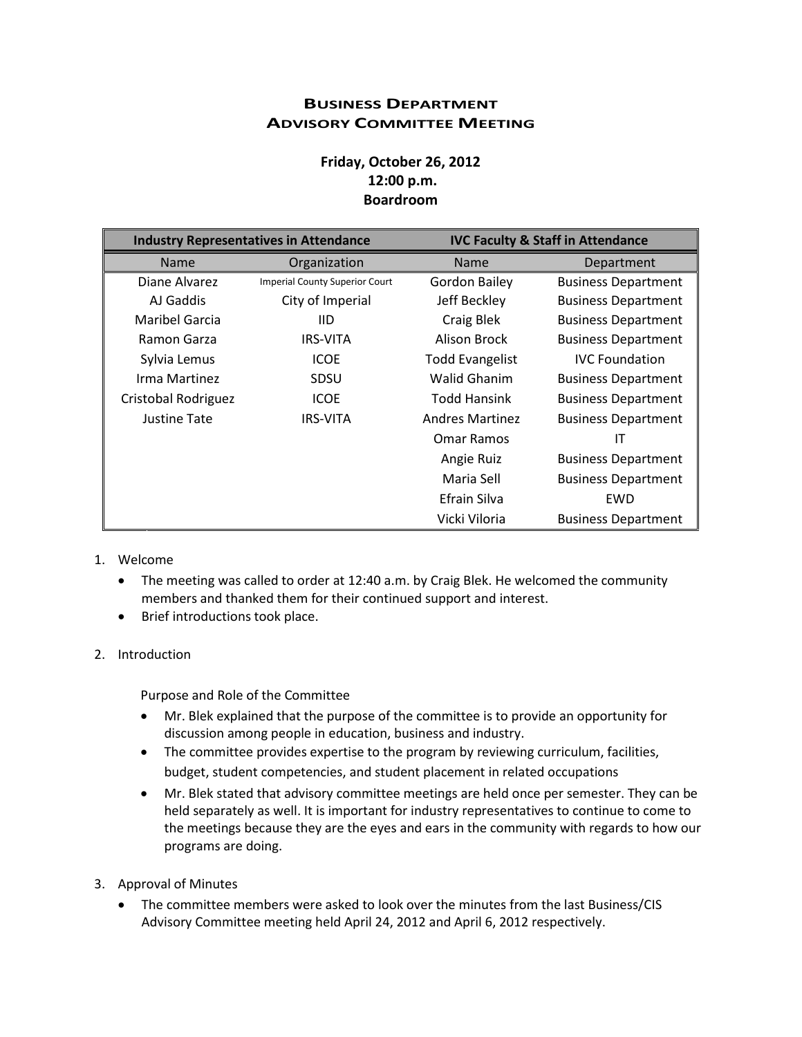# Business Department
# Advisory Committee Meeting

**Friday, October 26, 2012**
**12:00 p.m.**
**Boardroom**

| Industry Representatives in Attendance | | IVC Faculty & Staff in Attendance | |
|---|---|---|---|
| Name | Organization | Name | Department |
| Diane Alvarez | Imperial County Superior Court | Gordon Bailey | Business Department |
| AJ Gaddis | City of Imperial | Jeff Beckley | Business Department |
| Maribel Garcia | IID | Craig Blek | Business Department |
| Ramon Garza | IRS-VITA | Alison Brock | Business Department |
| Sylvia Lemus | ICOE | Todd Evangelist | IVC Foundation |
| Irma Martinez | SDSU | Walid Ghanim | Business Department |
| Cristobal Rodriguez | ICOE | Todd Hansink | Business Department |
| Justine Tate | IRS-VITA | Andres Martinez | Business Department |
| | | Omar Ramos | IT |
| | | Angie Ruiz | Business Department |
| | | Maria Sell | Business Department |
| | | Efrain Silva | EWD |
| | | Vicki Viloria | Business Department |

1. Welcome
   - The meeting was called to order at 12:40 a.m. by Craig Blek. He welcomed the community members and thanked them for their continued support and interest.
   - Brief introductions took place.

2. Introduction

   Purpose and Role of the Committee
   - Mr. Blek explained that the purpose of the committee is to provide an opportunity for discussion among people in education, business and industry.
   - The committee provides expertise to the program by reviewing curriculum, facilities, budget, student competencies, and student placement in related occupations
   - Mr. Blek stated that advisory committee meetings are held once per semester. They can be held separately as well. It is important for industry representatives to continue to come to the meetings because they are the eyes and ears in the community with regards to how our programs are doing.

3. Approval of Minutes
   - The committee members were asked to look over the minutes from the last Business/CIS Advisory Committee meeting held April 24, 2012 and April 6, 2012 respectively.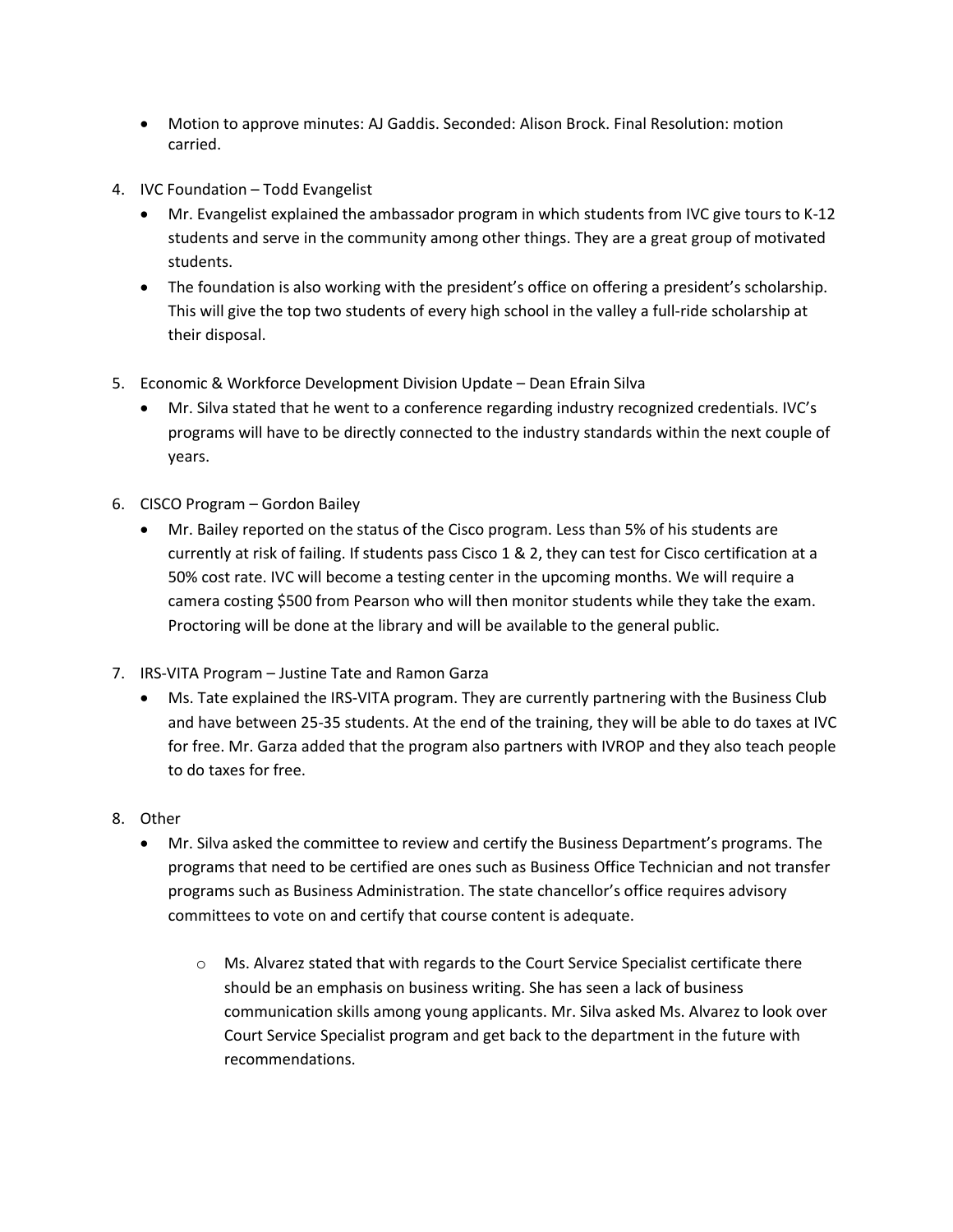- Motion to approve minutes: AJ Gaddis. Seconded: Alison Brock. Final Resolution: motion carried.

4. IVC Foundation – Todd Evangelist
   - Mr. Evangelist explained the ambassador program in which students from IVC give tours to K-12 students and serve in the community among other things. They are a great group of motivated students.
   - The foundation is also working with the president's office on offering a president's scholarship. This will give the top two students of every high school in the valley a full-ride scholarship at their disposal.

5. Economic & Workforce Development Division Update – Dean Efrain Silva
   - Mr. Silva stated that he went to a conference regarding industry recognized credentials. IVC's programs will have to be directly connected to the industry standards within the next couple of years.

6. CISCO Program – Gordon Bailey
   - Mr. Bailey reported on the status of the Cisco program. Less than 5% of his students are currently at risk of failing. If students pass Cisco 1 & 2, they can test for Cisco certification at a 50% cost rate. IVC will become a testing center in the upcoming months. We will require a camera costing $500 from Pearson who will then monitor students while they take the exam. Proctoring will be done at the library and will be available to the general public.

7. IRS-VITA Program – Justine Tate and Ramon Garza
   - Ms. Tate explained the IRS-VITA program. They are currently partnering with the Business Club and have between 25-35 students. At the end of the training, they will be able to do taxes at IVC for free. Mr. Garza added that the program also partners with IVROP and they also teach people to do taxes for free.

8. Other
   - Mr. Silva asked the committee to review and certify the Business Department's programs. The programs that need to be certified are ones such as Business Office Technician and not transfer programs such as Business Administration. The state chancellor's office requires advisory committees to vote on and certify that course content is adequate.
     - Ms. Alvarez stated that with regards to the Court Service Specialist certificate there should be an emphasis on business writing. She has seen a lack of business communication skills among young applicants. Mr. Silva asked Ms. Alvarez to look over Court Service Specialist program and get back to the department in the future with recommendations.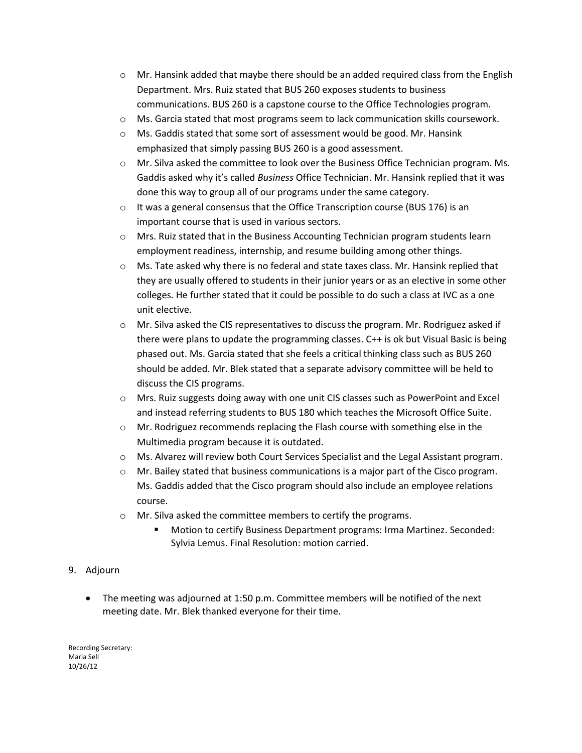- Mr. Hansink added that maybe there should be an added required class from the English Department. Mrs. Ruiz stated that BUS 260 exposes students to business communications. BUS 260 is a capstone course to the Office Technologies program.
- Ms. Garcia stated that most programs seem to lack communication skills coursework.
- Ms. Gaddis stated that some sort of assessment would be good. Mr. Hansink emphasized that simply passing BUS 260 is a good assessment.
- Mr. Silva asked the committee to look over the Business Office Technician program. Ms. Gaddis asked why it's called *Business* Office Technician. Mr. Hansink replied that it was done this way to group all of our programs under the same category.
- It was a general consensus that the Office Transcription course (BUS 176) is an important course that is used in various sectors.
- Mrs. Ruiz stated that in the Business Accounting Technician program students learn employment readiness, internship, and resume building among other things.
- Ms. Tate asked why there is no federal and state taxes class. Mr. Hansink replied that they are usually offered to students in their junior years or as an elective in some other colleges. He further stated that it could be possible to do such a class at IVC as a one unit elective.
- Mr. Silva asked the CIS representatives to discuss the program. Mr. Rodriguez asked if there were plans to update the programming classes. C++ is ok but Visual Basic is being phased out. Ms. Garcia stated that she feels a critical thinking class such as BUS 260 should be added. Mr. Blek stated that a separate advisory committee will be held to discuss the CIS programs.
- Mrs. Ruiz suggests doing away with one unit CIS classes such as PowerPoint and Excel and instead referring students to BUS 180 which teaches the Microsoft Office Suite.
- Mr. Rodriguez recommends replacing the Flash course with something else in the Multimedia program because it is outdated.
- Ms. Alvarez will review both Court Services Specialist and the Legal Assistant program.
- Mr. Bailey stated that business communications is a major part of the Cisco program. Ms. Gaddis added that the Cisco program should also include an employee relations course.
- Mr. Silva asked the committee members to certify the programs.
    - Motion to certify Business Department programs: Irma Martinez. Seconded: Sylvia Lemus. Final Resolution: motion carried.

9. Adjourn

- The meeting was adjourned at 1:50 p.m. Committee members will be notified of the next meeting date. Mr. Blek thanked everyone for their time.

Recording Secretary:
Maria Sell
10/26/12